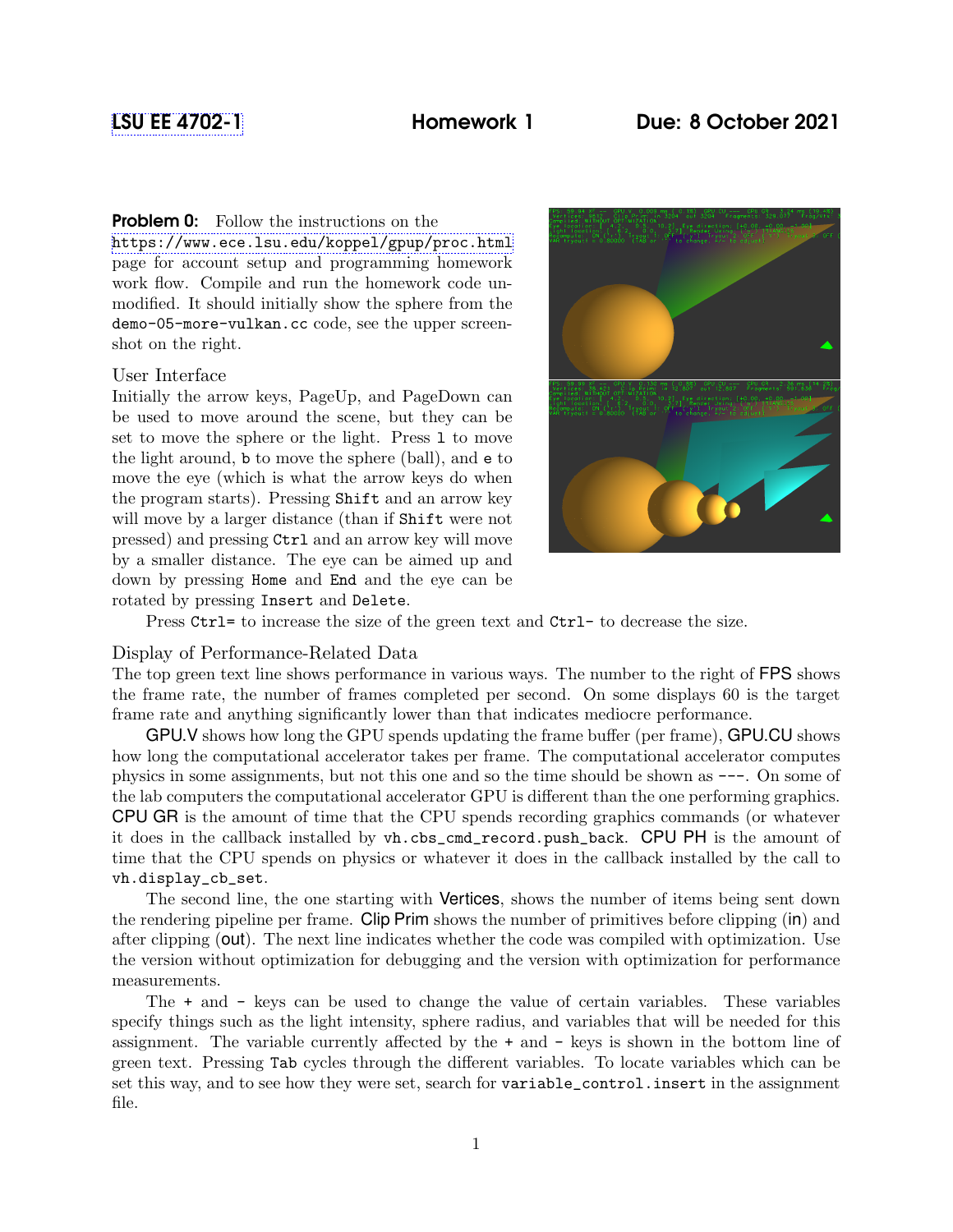**LSU EE 4702-1** **Homework 1** **Due: 8 October 2021**

**Problem 0:** Follow the instructions on the https://www.ece.lsu.edu/koppel/gpup/proc.html page for account setup and programming homework work flow. Compile and run the homework code unmodified. It should initially show the sphere from the `demo-05-more-vulkan.cc` code, see the upper screenshot on the right.

### User Interface

Initially the arrow keys, PageUp, and PageDown can be used to move around the scene, but they can be set to move the sphere or the light. Press `l` to move the light around, `b` to move the sphere (ball), and `e` to move the eye (which is what the arrow keys do when the program starts). Pressing `Shift` and an arrow key will move by a larger distance (than if `Shift` were not pressed) and pressing `Ctrl` and an arrow key will move by a smaller distance. The eye can be aimed up and down by pressing `Home` and `End` and the eye can be rotated by pressing `Insert` and `Delete`.

Press `Ctrl=` to increase the size of the green text and `Ctrl-` to decrease the size.

### Display of Performance-Related Data

The top green text line shows performance in various ways. The number to the right of FPS shows the frame rate, the number of frames completed per second. On some displays 60 is the target frame rate and anything significantly lower than that indicates mediocre performance.

GPU.V shows how long the GPU spends updating the frame buffer (per frame), GPU.CU shows how long the computational accelerator takes per frame. The computational accelerator computes physics in some assignments, but not this one and so the time should be shown as `---`. On some of the lab computers the computational accelerator GPU is different than the one performing graphics. CPU GR is the amount of time that the CPU spends recording graphics commands (or whatever it does in the callback installed by `vh.cbs_cmd_record.push_back`. CPU PH is the amount of time that the CPU spends on physics or whatever it does in the callback installed by the call to `vh.display_cb_set`.

The second line, the one starting with Vertices, shows the number of items being sent down the rendering pipeline per frame. Clip Prim shows the number of primitives before clipping (in) and after clipping (out). The next line indicates whether the code was compiled with optimization. Use the version without optimization for debugging and the version with optimization for performance measurements.

The `+` and `-` keys can be used to change the value of certain variables. These variables specify things such as the light intensity, sphere radius, and variables that will be needed for this assignment. The variable currently affected by the `+` and `-` keys is shown in the bottom line of green text. Pressing `Tab` cycles through the different variables. To locate variables which can be set this way, and to see how they were set, search for `variable_control.insert` in the assignment file.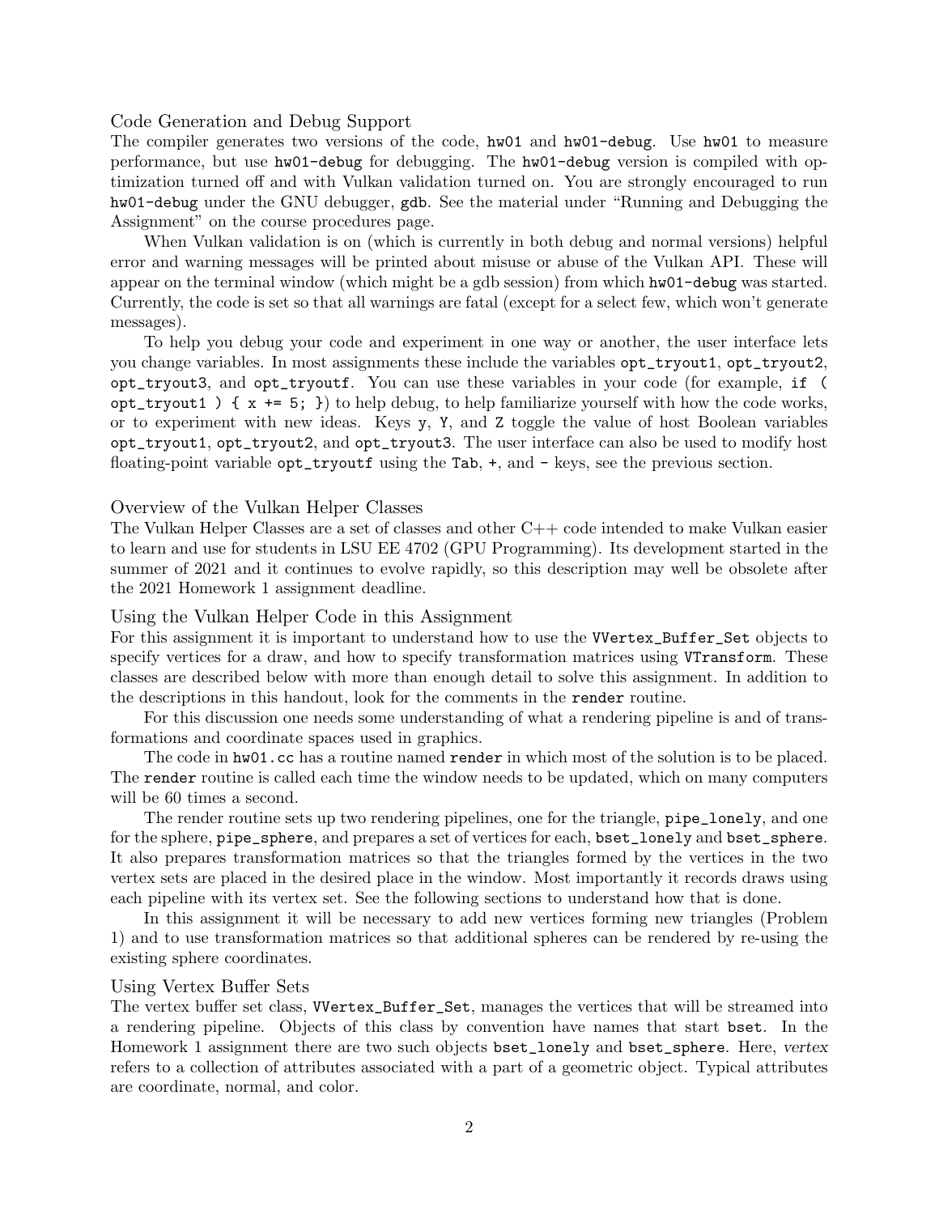## Code Generation and Debug Support

The compiler generates two versions of the code, `hw01` and `hw01-debug`. Use `hw01` to measure performance, but use `hw01-debug` for debugging. The `hw01-debug` version is compiled with optimization turned off and with Vulkan validation turned on. You are strongly encouraged to run `hw01-debug` under the GNU debugger, `gdb`. See the material under "Running and Debugging the Assignment" on the course procedures page.

When Vulkan validation is on (which is currently in both debug and normal versions) helpful error and warning messages will be printed about misuse or abuse of the Vulkan API. These will appear on the terminal window (which might be a gdb session) from which `hw01-debug` was started. Currently, the code is set so that all warnings are fatal (except for a select few, which won't generate messages).

To help you debug your code and experiment in one way or another, the user interface lets you change variables. In most assignments these include the variables `opt_tryout1`, `opt_tryout2`, `opt_tryout3`, and `opt_tryoutf`. You can use these variables in your code (for example, `if ( opt_tryout1 ) { x += 5; }`) to help debug, to help familiarize yourself with how the code works, or to experiment with new ideas. Keys `y`, `Y`, and `Z` toggle the value of host Boolean variables `opt_tryout1`, `opt_tryout2`, and `opt_tryout3`. The user interface can also be used to modify host floating-point variable `opt_tryoutf` using the `Tab`, `+`, and `-` keys, see the previous section.

## Overview of the Vulkan Helper Classes

The Vulkan Helper Classes are a set of classes and other C++ code intended to make Vulkan easier to learn and use for students in LSU EE 4702 (GPU Programming). Its development started in the summer of 2021 and it continues to evolve rapidly, so this description may well be obsolete after the 2021 Homework 1 assignment deadline.

### Using the Vulkan Helper Code in this Assignment

For this assignment it is important to understand how to use the `VVertex_Buffer_Set` objects to specify vertices for a draw, and how to specify transformation matrices using `VTransform`. These classes are described below with more than enough detail to solve this assignment. In addition to the descriptions in this handout, look for the comments in the `render` routine.

For this discussion one needs some understanding of what a rendering pipeline is and of transformations and coordinate spaces used in graphics.

The code in `hw01.cc` has a routine named `render` in which most of the solution is to be placed. The `render` routine is called each time the window needs to be updated, which on many computers will be 60 times a second.

The render routine sets up two rendering pipelines, one for the triangle, `pipe_lonely`, and one for the sphere, `pipe_sphere`, and prepares a set of vertices for each, `bset_lonely` and `bset_sphere`. It also prepares transformation matrices so that the triangles formed by the vertices in the two vertex sets are placed in the desired place in the window. Most importantly it records draws using each pipeline with its vertex set. See the following sections to understand how that is done.

In this assignment it will be necessary to add new vertices forming new triangles (Problem 1) and to use transformation matrices so that additional spheres can be rendered by re-using the existing sphere coordinates.

### Using Vertex Buffer Sets

The vertex buffer set class, `VVertex_Buffer_Set`, manages the vertices that will be streamed into a rendering pipeline. Objects of this class by convention have names that start `bset`. In the Homework 1 assignment there are two such objects `bset_lonely` and `bset_sphere`. Here, *vertex* refers to a collection of attributes associated with a part of a geometric object. Typical attributes are coordinate, normal, and color.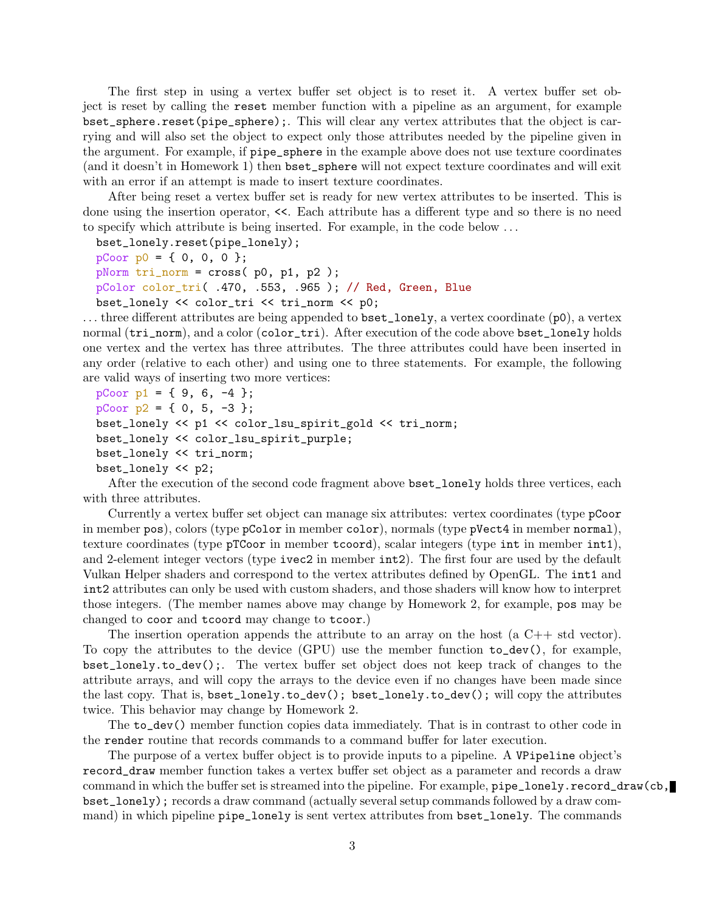The first step in using a vertex buffer set object is to reset it. A vertex buffer set object is reset by calling the `reset` member function with a pipeline as an argument, for example `bset_sphere.reset(pipe_sphere);`. This will clear any vertex attributes that the object is carrying and will also set the object to expect only those attributes needed by the pipeline given in the argument. For example, if `pipe_sphere` in the example above does not use texture coordinates (and it doesn't in Homework 1) then `bset_sphere` will not expect texture coordinates and will exit with an error if an attempt is made to insert texture coordinates.

After being reset a vertex buffer set is ready for new vertex attributes to be inserted. This is done using the insertion operator, `<<`. Each attribute has a different type and so there is no need to specify which attribute is being inserted. For example, in the code below . . .

```
bset_lonely.reset(pipe_lonely);
pCoor p0 = { 0, 0, 0 };
pNorm tri_norm = cross( p0, p1, p2 );
pColor color_tri( .470, .553, .965 ); // Red, Green, Blue
bset_lonely << color_tri << tri_norm << p0;
```

. . . three different attributes are being appended to `bset_lonely`, a vertex coordinate (`p0`), a vertex normal (`tri_norm`), and a color (`color_tri`). After execution of the code above `bset_lonely` holds one vertex and the vertex has three attributes. The three attributes could have been inserted in any order (relative to each other) and using one to three statements. For example, the following are valid ways of inserting two more vertices:

```
pCoor p1 = { 9, 6, -4 };
pCoor p2 = { 0, 5, -3 };
bset_lonely << p1 << color_lsu_spirit_gold << tri_norm;
bset_lonely << color_lsu_spirit_purple;
bset_lonely << tri_norm;
bset_lonely << p2;
```

After the execution of the second code fragment above `bset_lonely` holds three vertices, each with three attributes.

Currently a vertex buffer set object can manage six attributes: vertex coordinates (type `pCoor` in member `pos`), colors (type `pColor` in member `color`), normals (type `pVect4` in member `normal`), texture coordinates (type `pTCoor` in member `tcoord`), scalar integers (type `int` in member `int1`), and 2-element integer vectors (type `ivec2` in member `int2`). The first four are used by the default Vulkan Helper shaders and correspond to the vertex attributes defined by OpenGL. The `int1` and `int2` attributes can only be used with custom shaders, and those shaders will know how to interpret those integers. (The member names above may change by Homework 2, for example, `pos` may be changed to `coor` and `tcoord` may change to `tcoor`.)

The insertion operation appends the attribute to an array on the host (a C++ std vector). To copy the attributes to the device (GPU) use the member function `to_dev()`, for example, `bset_lonely.to_dev();`. The vertex buffer set object does not keep track of changes to the attribute arrays, and will copy the arrays to the device even if no changes have been made since the last copy. That is, `bset_lonely.to_dev(); bset_lonely.to_dev();` will copy the attributes twice. This behavior may change by Homework 2.

The `to_dev()` member function copies data immediately. That is in contrast to other code in the `render` routine that records commands to a command buffer for later execution.

The purpose of a vertex buffer object is to provide inputs to a pipeline. A `VPipeline` object's `record_draw` member function takes a vertex buffer set object as a parameter and records a draw command in which the buffer set is streamed into the pipeline. For example, `pipe_lonely.record_draw(cb, bset_lonely);` records a draw command (actually several setup commands followed by a draw command) in which pipeline `pipe_lonely` is sent vertex attributes from `bset_lonely`. The commands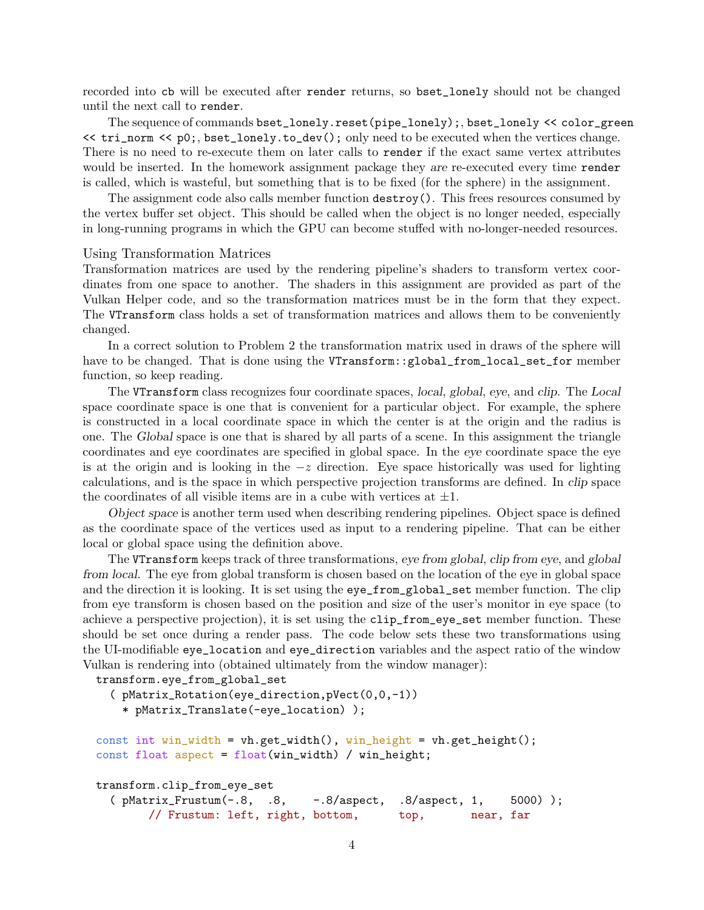recorded into `cb` will be executed after `render` returns, so `bset_lonely` should not be changed until the next call to `render`.

The sequence of commands `bset_lonely.reset(pipe_lonely);`, `bset_lonely << color_green << tri_norm << p0;`, `bset_lonely.to_dev();` only need to be executed when the vertices change. There is no need to re-execute them on later calls to `render` if the exact same vertex attributes would be inserted. In the homework assignment package they *are* re-executed every time `render` is called, which is wasteful, but something that is to be fixed (for the sphere) in the assignment.

The assignment code also calls member function `destroy()`. This frees resources consumed by the vertex buffer set object. This should be called when the object is no longer needed, especially in long-running programs in which the GPU can become stuffed with no-longer-needed resources.

## Using Transformation Matrices

Transformation matrices are used by the rendering pipeline's shaders to transform vertex coordinates from one space to another. The shaders in this assignment are provided as part of the Vulkan Helper code, and so the transformation matrices must be in the form that they expect. The `VTransform` class holds a set of transformation matrices and allows them to be conveniently changed.

In a correct solution to Problem 2 the transformation matrix used in draws of the sphere will have to be changed. That is done using the `VTransform::global_from_local_set_for` member function, so keep reading.

The `VTransform` class recognizes four coordinate spaces, *local*, *global*, *eye*, and *clip*. The *Local* space coordinate space is one that is convenient for a particular object. For example, the sphere is constructed in a local coordinate space in which the center is at the origin and the radius is one. The *Global* space is one that is shared by all parts of a scene. In this assignment the triangle coordinates and eye coordinates are specified in global space. In the *eye* coordinate space the eye is at the origin and is looking in the $-z$ direction. Eye space historically was used for lighting calculations, and is the space in which perspective projection transforms are defined. In *clip* space the coordinates of all visible items are in a cube with vertices at $\pm 1$.

*Object space* is another term used when describing rendering pipelines. Object space is defined as the coordinate space of the vertices used as input to a rendering pipeline. That can be either local or global space using the definition above.

The `VTransform` keeps track of three transformations, *eye from global*, *clip from eye*, and *global from local*. The eye from global transform is chosen based on the location of the eye in global space and the direction it is looking. It is set using the `eye_from_global_set` member function. The clip from eye transform is chosen based on the position and size of the user's monitor in eye space (to achieve a perspective projection), it is set using the `clip_from_eye_set` member function. These should be set once during a render pass. The code below sets these two transformations using the UI-modifiable `eye_location` and `eye_direction` variables and the aspect ratio of the window Vulkan is rendering into (obtained ultimately from the window manager):

```
transform.eye_from_global_set
  ( pMatrix_Rotation(eye_direction,pVect(0,0,-1))
    * pMatrix_Translate(-eye_location) );

const int win_width = vh.get_width(), win_height = vh.get_height();
const float aspect = float(win_width) / win_height;

transform.clip_from_eye_set
  ( pMatrix_Frustum(-.8,  .8,    -.8/aspect,  .8/aspect, 1,    5000) );
       // Frustum: left, right, bottom,      top,       near, far
```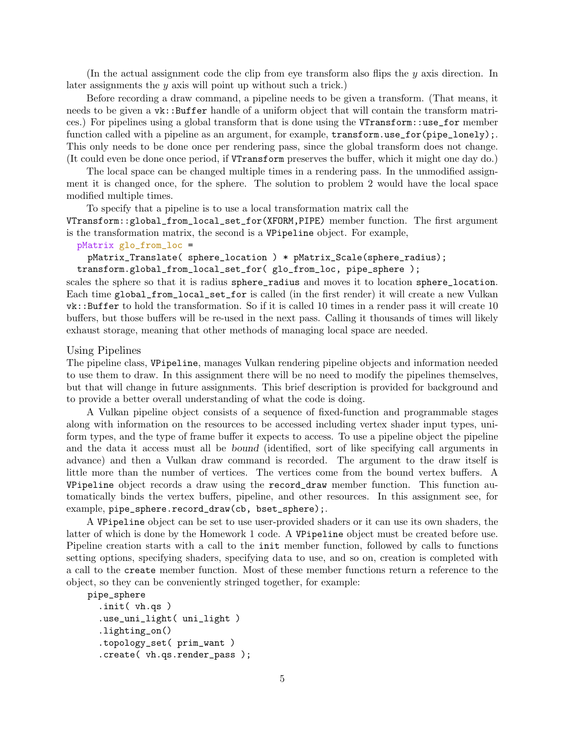(In the actual assignment code the clip from eye transform also flips the $y$ axis direction. In later assignments the $y$ axis will point up without such a trick.)

Before recording a draw command, a pipeline needs to be given a transform. (That means, it needs to be given a `vk::Buffer` handle of a uniform object that will contain the transform matrices.) For pipelines using a global transform that is done using the `VTransform::use_for` member function called with a pipeline as an argument, for example, `transform.use_for(pipe_lonely);`. This only needs to be done once per rendering pass, since the global transform does not change. (It could even be done once period, if `VTransform` preserves the buffer, which it might one day do.)

The local space can be changed multiple times in a rendering pass. In the unmodified assignment it is changed once, for the sphere. The solution to problem 2 would have the local space modified multiple times.

To specify that a pipeline is to use a local transformation matrix call the `VTransform::global_from_local_set_for(XFORM,PIPE)` member function. The first argument is the transformation matrix, the second is a `VPipeline` object. For example,

```
pMatrix glo_from_loc =
  pMatrix_Translate( sphere_location ) * pMatrix_Scale(sphere_radius);
transform.global_from_local_set_for( glo_from_loc, pipe_sphere );
```

scales the sphere so that it is radius `sphere_radius` and moves it to location `sphere_location`. Each time `global_from_local_set_for` is called (in the first render) it will create a new Vulkan `vk::Buffer` to hold the transformation. So if it is called 10 times in a render pass it will create 10 buffers, but those buffers will be re-used in the next pass. Calling it thousands of times will likely exhaust storage, meaning that other methods of managing local space are needed.

## Using Pipelines

The pipeline class, `VPipeline`, manages Vulkan rendering pipeline objects and information needed to use them to draw. In this assignment there will be no need to modify the pipelines themselves, but that will change in future assignments. This brief description is provided for background and to provide a better overall understanding of what the code is doing.

A Vulkan pipeline object consists of a sequence of fixed-function and programmable stages along with information on the resources to be accessed including vertex shader input types, uniform types, and the type of frame buffer it expects to access. To use a pipeline object the pipeline and the data it access must all be *bound* (identified, sort of like specifying call arguments in advance) and then a Vulkan draw command is recorded. The argument to the draw itself is little more than the number of vertices. The vertices come from the bound vertex buffers. A `VPipeline` object records a draw using the `record_draw` member function. This function automatically binds the vertex buffers, pipeline, and other resources. In this assignment see, for example, `pipe_sphere.record_draw(cb, bset_sphere);`.

A `VPipeline` object can be set to use user-provided shaders or it can use its own shaders, the latter of which is done by the Homework 1 code. A `VPipeline` object must be created before use. Pipeline creation starts with a call to the `init` member function, followed by calls to functions setting options, specifying shaders, specifying data to use, and so on, creation is completed with a call to the `create` member function. Most of these member functions return a reference to the object, so they can be conveniently stringed together, for example:

```
pipe_sphere
  .init( vh.qs )
  .use_uni_light( uni_light )
  .lighting_on()
  .topology_set( prim_want )
  .create( vh.qs.render_pass );
```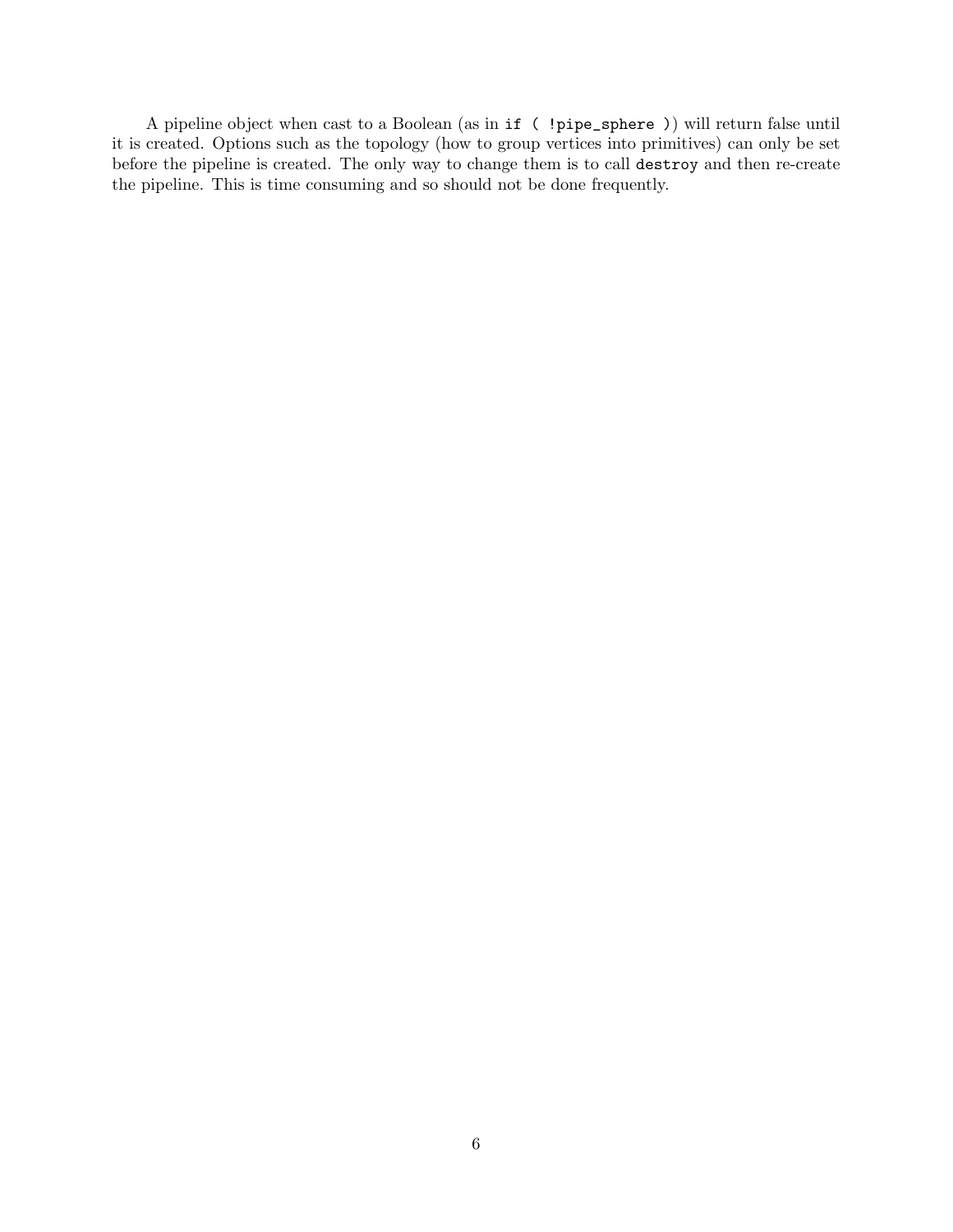A pipeline object when cast to a Boolean (as in `if ( !pipe_sphere )`) will return false until it is created. Options such as the topology (how to group vertices into primitives) can only be set before the pipeline is created. The only way to change them is to call `destroy` and then re-create the pipeline. This is time consuming and so should not be done frequently.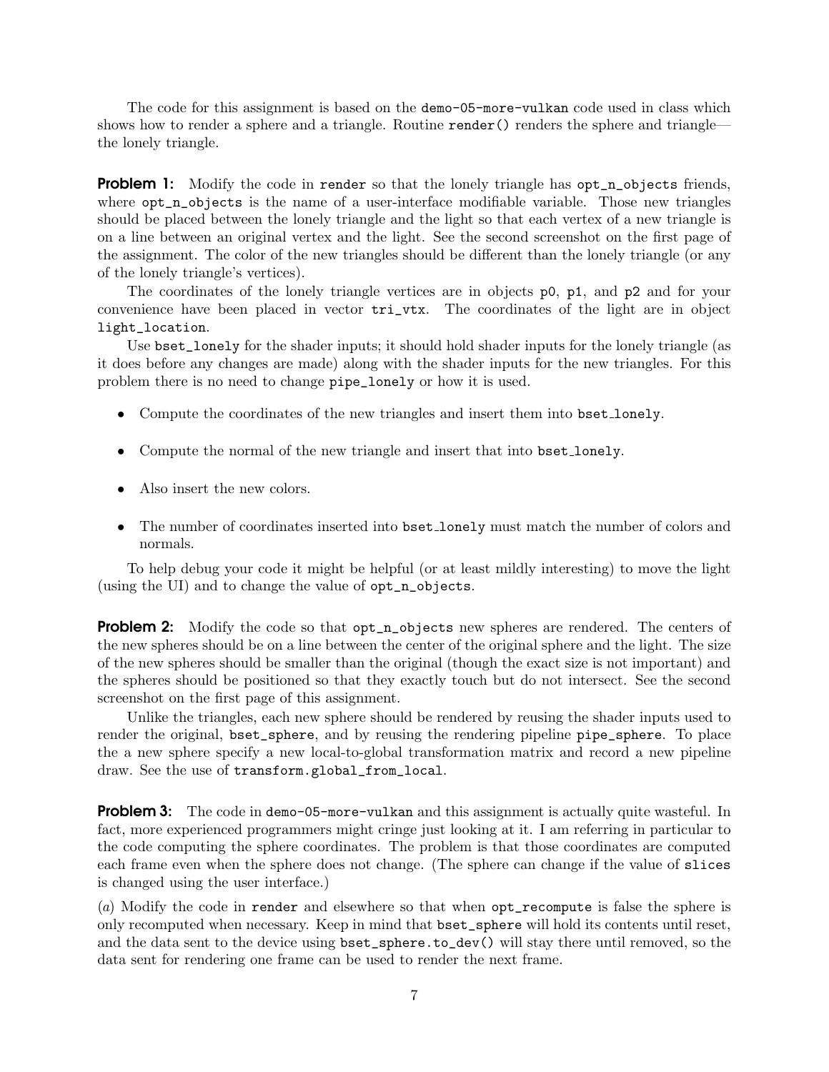The code for this assignment is based on the `demo-05-more-vulkan` code used in class which shows how to render a sphere and a triangle. Routine `render()` renders the sphere and triangle—the lonely triangle.

**Problem 1:** Modify the code in `render` so that the lonely triangle has `opt_n_objects` friends, where `opt_n_objects` is the name of a user-interface modifiable variable. Those new triangles should be placed between the lonely triangle and the light so that each vertex of a new triangle is on a line between an original vertex and the light. See the second screenshot on the first page of the assignment. The color of the new triangles should be different than the lonely triangle (or any of the lonely triangle's vertices).

The coordinates of the lonely triangle vertices are in objects `p0`, `p1`, and `p2` and for your convenience have been placed in vector `tri_vtx`. The coordinates of the light are in object `light_location`.

Use `bset_lonely` for the shader inputs; it should hold shader inputs for the lonely triangle (as it does before any changes are made) along with the shader inputs for the new triangles. For this problem there is no need to change `pipe_lonely` or how it is used.

- Compute the coordinates of the new triangles and insert them into `bset_lonely`.
- Compute the normal of the new triangle and insert that into `bset_lonely`.
- Also insert the new colors.
- The number of coordinates inserted into `bset_lonely` must match the number of colors and normals.

To help debug your code it might be helpful (or at least mildly interesting) to move the light (using the UI) and to change the value of `opt_n_objects`.

**Problem 2:** Modify the code so that `opt_n_objects` new spheres are rendered. The centers of the new spheres should be on a line between the center of the original sphere and the light. The size of the new spheres should be smaller than the original (though the exact size is not important) and the spheres should be positioned so that they exactly touch but do not intersect. See the second screenshot on the first page of this assignment.

Unlike the triangles, each new sphere should be rendered by reusing the shader inputs used to render the original, `bset_sphere`, and by reusing the rendering pipeline `pipe_sphere`. To place the a new sphere specify a new local-to-global transformation matrix and record a new pipeline draw. See the use of `transform.global_from_local`.

**Problem 3:** The code in `demo-05-more-vulkan` and this assignment is actually quite wasteful. In fact, more experienced programmers might cringe just looking at it. I am referring in particular to the code computing the sphere coordinates. The problem is that those coordinates are computed each frame even when the sphere does not change. (The sphere can change if the value of `slices` is changed using the user interface.)

(*a*) Modify the code in `render` and elsewhere so that when `opt_recompute` is false the sphere is only recomputed when necessary. Keep in mind that `bset_sphere` will hold its contents until reset, and the data sent to the device using `bset_sphere.to_dev()` will stay there until removed, so the data sent for rendering one frame can be used to render the next frame.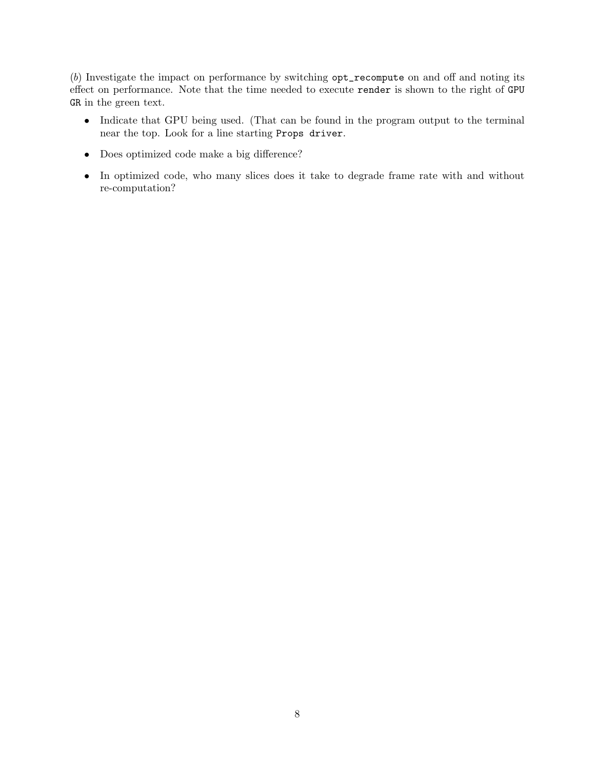(*b*) Investigate the impact on performance by switching `opt_recompute` on and off and noting its effect on performance. Note that the time needed to execute `render` is shown to the right of `GPU GR` in the green text.

- Indicate that GPU being used. (That can be found in the program output to the terminal near the top. Look for a line starting `Props driver`.
- Does optimized code make a big difference?
- In optimized code, who many slices does it take to degrade frame rate with and without re-computation?